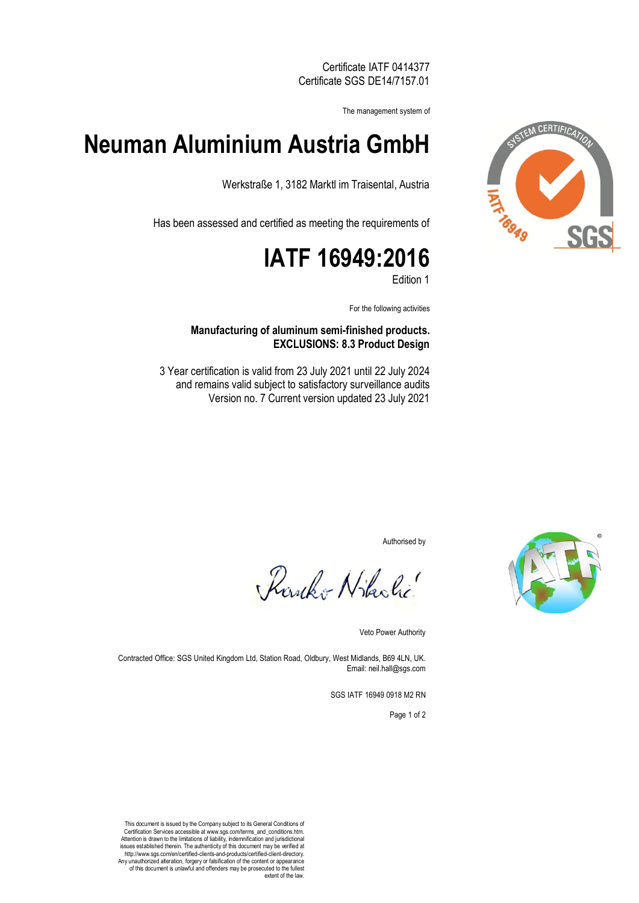Certificate IATF 0414377
Certificate SGS DE14/7157.01

The management system of

# Neuman Aluminium Austria GmbH

Werkstraße 1, 3182 Marktl im Traisental, Austria

Has been assessed and certified as meeting the requirements of

# IATF 16949:2016

Edition 1

For the following activities

**Manufacturing of aluminum semi-finished products.**
**EXCLUSIONS: 8.3 Product Design**

3 Year certification is valid from 23 July 2021 until 22 July 2024
and remains valid subject to satisfactory surveillance audits
Version no. 7 Current version updated 23 July 2021

Authorised by

Ranko Nikolić

Veto Power Authority

Contracted Office: SGS United Kingdom Ltd, Station Road, Oldbury, West Midlands, B69 4LN, UK.
Email: neil.hall@sgs.com

SGS IATF 16949 0918 M2 RN

This document is issued by the Company subject to its General Conditions of Certification Services accessible at www.sgs.com/terms_and_conditions.htm. Attention is drawn to the limitations of liability, indemnification and jurisdictional issues established therein. The authenticity of this document may be verified at http://www.sgs.com/en/certified-clients-and-products/certified-client-directory. Any unauthorized alteration, forgery or falsification of the content or appearance of this document is unlawful and offenders may be prosecuted to the fullest extent of the law.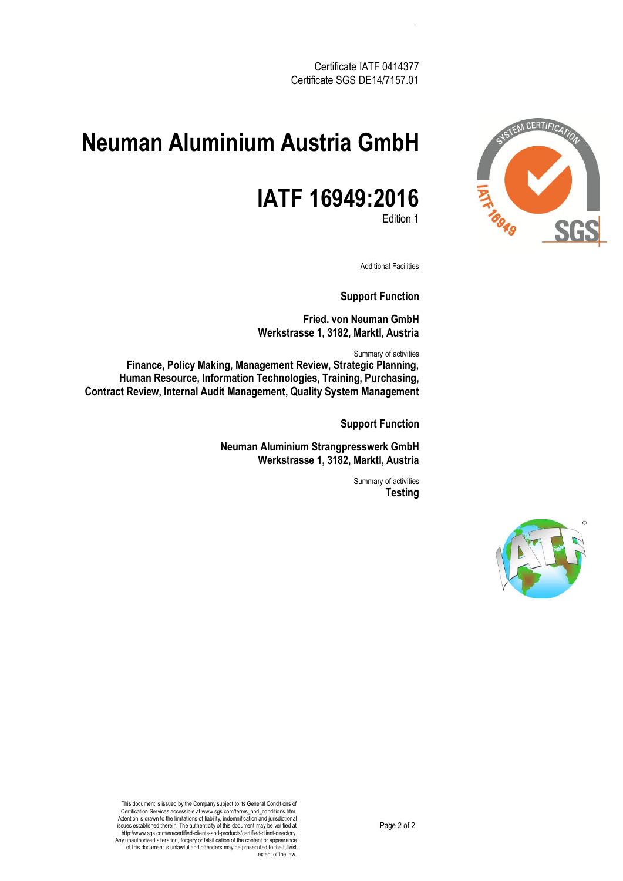Certificate IATF 0414377
Certificate SGS DE14/7157.01

# Neuman Aluminium Austria GmbH

# IATF 16949:2016

Edition 1

Additional Facilities

**Support Function**

**Fried. von Neuman GmbH**
**Werkstrasse 1, 3182, Marktl, Austria**

Summary of activities
**Finance, Policy Making, Management Review, Strategic Planning, Human Resource, Information Technologies, Training, Purchasing, Contract Review, Internal Audit Management, Quality System Management**

**Support Function**

**Neuman Aluminium Strangpresswerk GmbH**
**Werkstrasse 1, 3182, Marktl, Austria**

Summary of activities
**Testing**

This document is issued by the Company subject to its General Conditions of Certification Services accessible at www.sgs.com/terms_and_conditions.htm. Attention is drawn to the limitations of liability, indemnification and jurisdictional issues established therein. The authenticity of this document may be verified at http://www.sgs.com/en/certified-clients-and-products/certified-client-directory. Any unauthorized alteration, forgery or falsification of the content or appearance of this document is unlawful and offenders may be prosecuted to the fullest extent of the law.